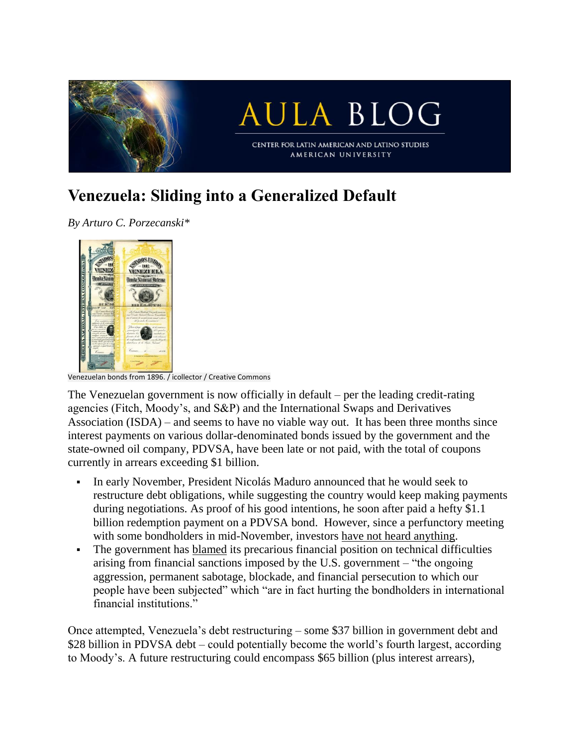# Venezuela: Sliding into a Generalized Default

*By Arturo C. Porzecanski**

Venezuelan bonds from 1896. / icollector / Creative Commons

The Venezuelan government is now officially in default – per the leading credit-rating agencies (Fitch, Moody's, and S&P) and the International Swaps and Derivatives Association (ISDA) – and seems to have no viable way out. It has been three months since interest payments on various dollar-denominated bonds issued by the government and the state-owned oil company, PDVSA, have been late or not paid, with the total of coupons currently in arrears exceeding $1 billion.

- In early November, President Nicolás Maduro announced that he would seek to restructure debt obligations, while suggesting the country would keep making payments during negotiations. As proof of his good intentions, he soon after paid a hefty $1.1 billion redemption payment on a PDVSA bond. However, since a perfunctory meeting with some bondholders in mid-November, investors have not heard anything.
- The government has blamed its precarious financial position on technical difficulties arising from financial sanctions imposed by the U.S. government – "the ongoing aggression, permanent sabotage, blockade, and financial persecution to which our people have been subjected" which "are in fact hurting the bondholders in international financial institutions."

Once attempted, Venezuela's debt restructuring – some $37 billion in government debt and $28 billion in PDVSA debt – could potentially become the world's fourth largest, according to Moody's. A future restructuring could encompass $65 billion (plus interest arrears),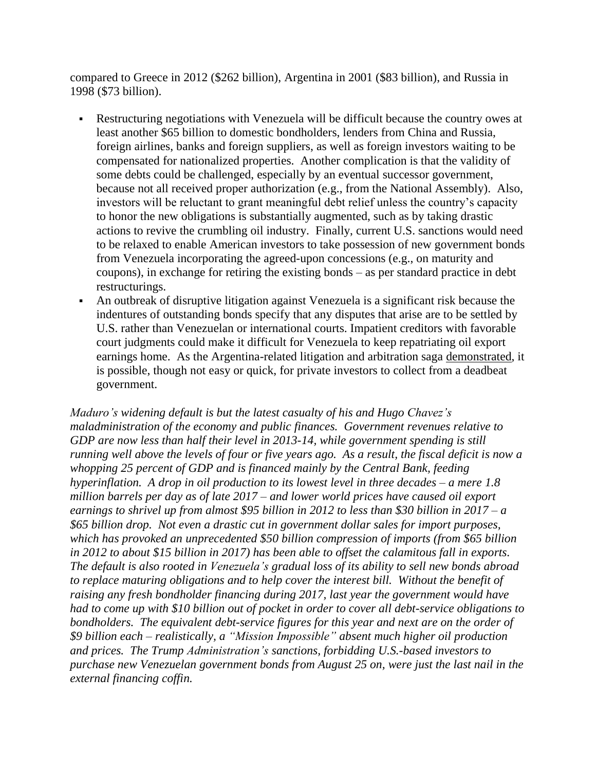compared to Greece in 2012 ($262 billion), Argentina in 2001 ($83 billion), and Russia in 1998 ($73 billion).

- Restructuring negotiations with Venezuela will be difficult because the country owes at least another $65 billion to domestic bondholders, lenders from China and Russia, foreign airlines, banks and foreign suppliers, as well as foreign investors waiting to be compensated for nationalized properties. Another complication is that the validity of some debts could be challenged, especially by an eventual successor government, because not all received proper authorization (e.g., from the National Assembly). Also, investors will be reluctant to grant meaningful debt relief unless the country's capacity to honor the new obligations is substantially augmented, such as by taking drastic actions to revive the crumbling oil industry. Finally, current U.S. sanctions would need to be relaxed to enable American investors to take possession of new government bonds from Venezuela incorporating the agreed-upon concessions (e.g., on maturity and coupons), in exchange for retiring the existing bonds – as per standard practice in debt restructurings.
- An outbreak of disruptive litigation against Venezuela is a significant risk because the indentures of outstanding bonds specify that any disputes that arise are to be settled by U.S. rather than Venezuelan or international courts. Impatient creditors with favorable court judgments could make it difficult for Venezuela to keep repatriating oil export earnings home. As the Argentina-related litigation and arbitration saga demonstrated, it is possible, though not easy or quick, for private investors to collect from a deadbeat government.

*Maduro's widening default is but the latest casualty of his and Hugo Chavez's maladministration of the economy and public finances. Government revenues relative to GDP are now less than half their level in 2013-14, while government spending is still running well above the levels of four or five years ago. As a result, the fiscal deficit is now a whopping 25 percent of GDP and is financed mainly by the Central Bank, feeding hyperinflation. A drop in oil production to its lowest level in three decades – a mere 1.8 million barrels per day as of late 2017 – and lower world prices have caused oil export earnings to shrivel up from almost $95 billion in 2012 to less than $30 billion in 2017 – a $65 billion drop. Not even a drastic cut in government dollar sales for import purposes, which has provoked an unprecedented $50 billion compression of imports (from $65 billion in 2012 to about $15 billion in 2017) has been able to offset the calamitous fall in exports. The default is also rooted in Venezuela's gradual loss of its ability to sell new bonds abroad to replace maturing obligations and to help cover the interest bill. Without the benefit of raising any fresh bondholder financing during 2017, last year the government would have had to come up with $10 billion out of pocket in order to cover all debt-service obligations to bondholders. The equivalent debt-service figures for this year and next are on the order of $9 billion each – realistically, a "Mission Impossible" absent much higher oil production and prices. The Trump Administration's sanctions, forbidding U.S.-based investors to purchase new Venezuelan government bonds from August 25 on, were just the last nail in the external financing coffin.*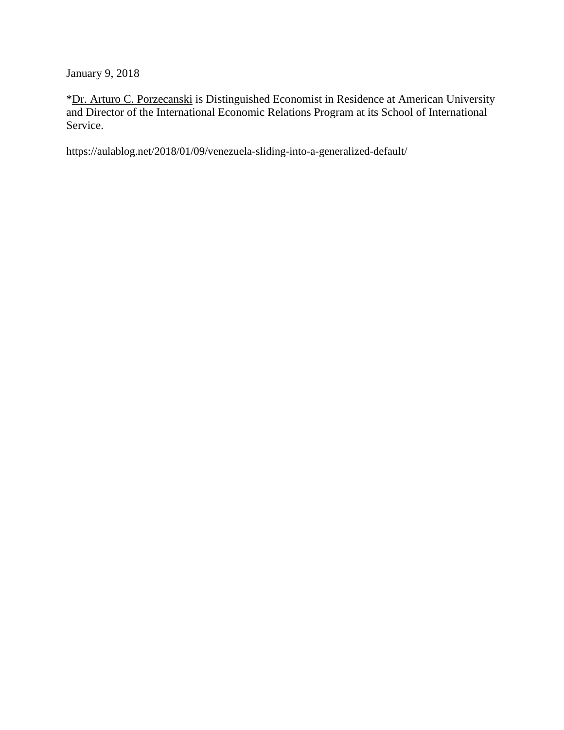January 9, 2018

*Dr. Arturo C. Porzecanski is Distinguished Economist in Residence at American University and Director of the International Economic Relations Program at its School of International Service.

https://aulablog.net/2018/01/09/venezuela-sliding-into-a-generalized-default/